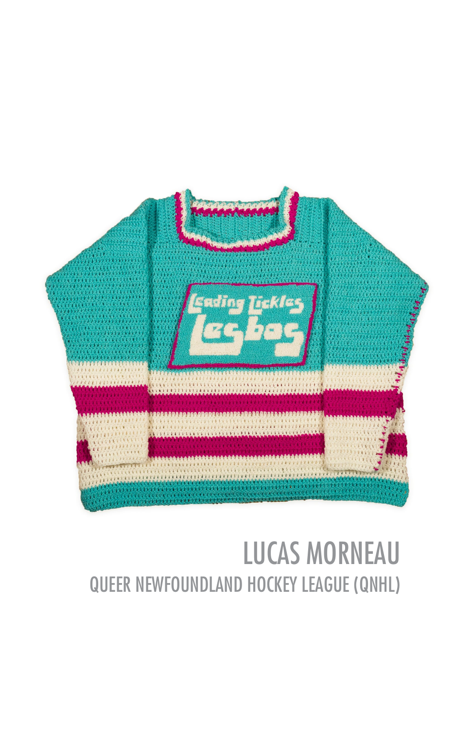LUCAS MORNEAU

QUEER NEWFOUNDLAND HOCKEY LEAGUE (QNHL)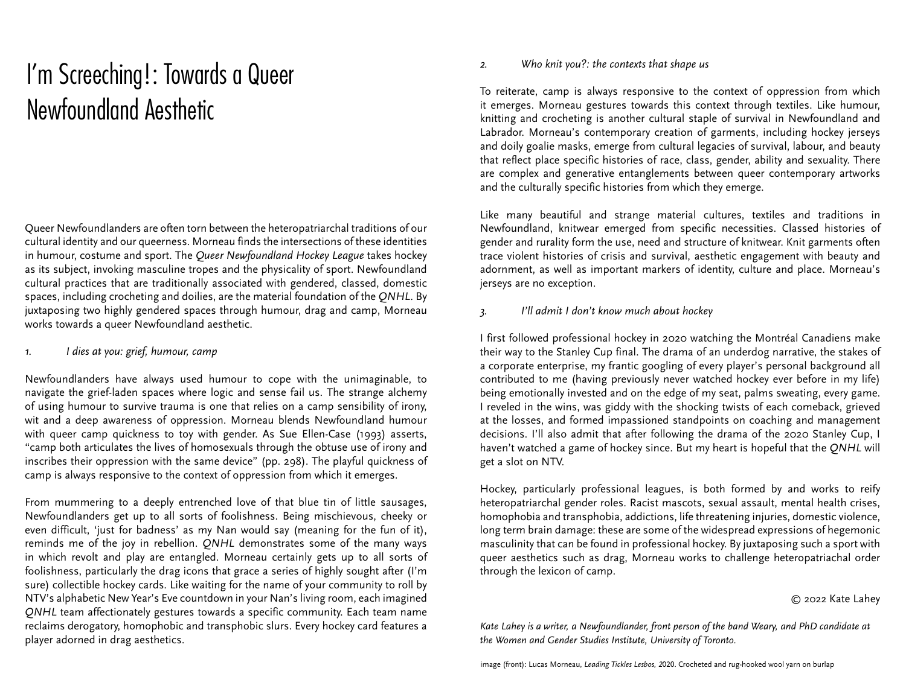# I'm Screeching!: Towards a Queer Newfoundland Aesthetic

Queer Newfoundlanders are often torn between the heteropatriarchal traditions of our cultural identity and our queerness. Morneau finds the intersections of these identities in humour, costume and sport. The *Queer Newfoundland Hockey League* takes hockey as its subject, invoking masculine tropes and the physicality of sport. Newfoundland cultural practices that are traditionally associated with gendered, classed, domestic spaces, including crocheting and doilies, are the material foundation of the *QNHL*. By juxtaposing two highly gendered spaces through humour, drag and camp, Morneau works towards a queer Newfoundland aesthetic.

*1. I dies at you: grief, humour, camp*

Newfoundlanders have always used humour to cope with the unimaginable, to navigate the grief-laden spaces where logic and sense fail us. The strange alchemy of using humour to survive trauma is one that relies on a camp sensibility of irony, wit and a deep awareness of oppression. Morneau blends Newfoundland humour with queer camp quickness to toy with gender. As Sue Ellen-Case (1993) asserts, "camp both articulates the lives of homosexuals through the obtuse use of irony and inscribes their oppression with the same device" (pp. 298). The playful quickness of camp is always responsive to the context of oppression from which it emerges.

From mummering to a deeply entrenched love of that blue tin of little sausages, Newfoundlanders get up to all sorts of foolishness. Being mischievous, cheeky or even difficult, 'just for badness' as my Nan would say (meaning for the fun of it), reminds me of the joy in rebellion. *QNHL* demonstrates some of the many ways in which revolt and play are entangled. Morneau certainly gets up to all sorts of foolishness, particularly the drag icons that grace a series of highly sought after (I'm sure) collectible hockey cards. Like waiting for the name of your community to roll by NTV's alphabetic New Year's Eve countdown in your Nan's living room, each imagined *QNHL* team affectionately gestures towards a specific community. Each team name reclaims derogatory, homophobic and transphobic slurs. Every hockey card features a player adorned in drag aesthetics.

*2. Who knit you?: the contexts that shape us*

To reiterate, camp is always responsive to the context of oppression from which it emerges. Morneau gestures towards this context through textiles. Like humour, knitting and crocheting is another cultural staple of survival in Newfoundland and Labrador. Morneau's contemporary creation of garments, including hockey jerseys and doily goalie masks, emerge from cultural legacies of survival, labour, and beauty that reflect place specific histories of race, class, gender, ability and sexuality. There are complex and generative entanglements between queer contemporary artworks and the culturally specific histories from which they emerge.

Like many beautiful and strange material cultures, textiles and traditions in Newfoundland, knitwear emerged from specific necessities. Classed histories of gender and rurality form the use, need and structure of knitwear. Knit garments often trace violent histories of crisis and survival, aesthetic engagement with beauty and adornment, as well as important markers of identity, culture and place. Morneau's jerseys are no exception.

*3. I'll admit I don't know much about hockey*

I first followed professional hockey in 2020 watching the Montréal Canadiens make their way to the Stanley Cup final. The drama of an underdog narrative, the stakes of a corporate enterprise, my frantic googling of every player's personal background all contributed to me (having previously never watched hockey ever before in my life) being emotionally invested and on the edge of my seat, palms sweating, every game. I reveled in the wins, was giddy with the shocking twists of each comeback, grieved at the losses, and formed impassioned standpoints on coaching and management decisions. I'll also admit that after following the drama of the 2020 Stanley Cup, I haven't watched a game of hockey since. But my heart is hopeful that the *QNHL* will get a slot on NTV.

Hockey, particularly professional leagues, is both formed by and works to reify heteropatriarchal gender roles. Racist mascots, sexual assault, mental health crises, homophobia and transphobia, addictions, life threatening injuries, domestic violence, long term brain damage: these are some of the widespread expressions of hegemonic masculinity that can be found in professional hockey. By juxtaposing such a sport with queer aesthetics such as drag, Morneau works to challenge heteropatriachal order through the lexicon of camp.

© 2022 Kate Lahey

*Kate Lahey is a writer, a Newfoundlander, front person of the band Weary, and PhD candidate at the Women and Gender Studies Institute, University of Toronto.*

image (front): Lucas Morneau, *Leading Tickles Lesbos, 2020*. Crocheted and rug-hooked wool yarn on burlap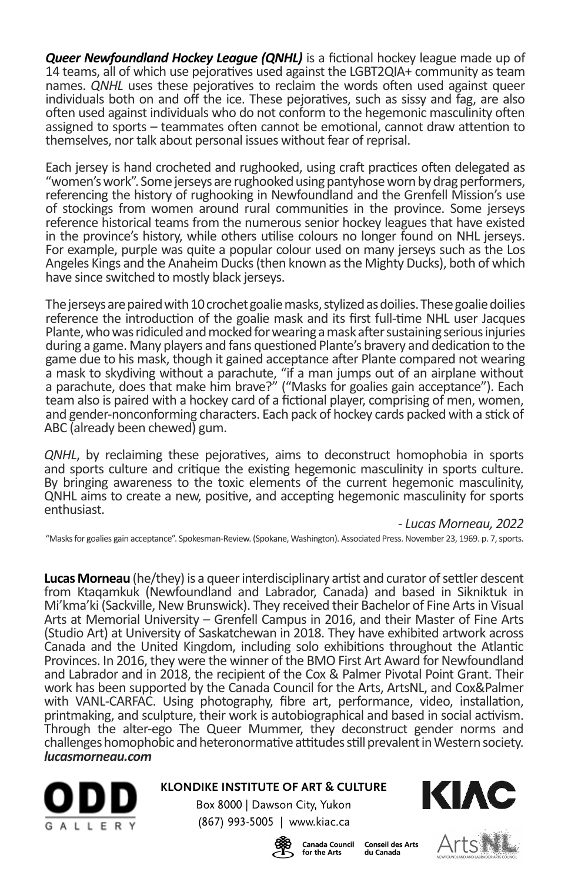***Queer Newfoundland Hockey League (QNHL)*** is a fictional hockey league made up of 14 teams, all of which use pejoratives used against the LGBT2QIA+ community as team names. *QNHL* uses these pejoratives to reclaim the words often used against queer individuals both on and off the ice. These pejoratives, such as sissy and fag, are also often used against individuals who do not conform to the hegemonic masculinity often assigned to sports – teammates often cannot be emotional, cannot draw attention to themselves, nor talk about personal issues without fear of reprisal.

Each jersey is hand crocheted and rughooked, using craft practices often delegated as "women's work". Some jerseys are rughooked using pantyhose worn by drag performers, referencing the history of rughooking in Newfoundland and the Grenfell Mission's use of stockings from women around rural communities in the province. Some jerseys reference historical teams from the numerous senior hockey leagues that have existed in the province's history, while others utilise colours no longer found on NHL jerseys. For example, purple was quite a popular colour used on many jerseys such as the Los Angeles Kings and the Anaheim Ducks (then known as the Mighty Ducks), both of which have since switched to mostly black jerseys.

The jerseys are paired with 10 crochet goalie masks, stylized as doilies. These goalie doilies reference the introduction of the goalie mask and its first full-time NHL user Jacques Plante, who was ridiculed and mocked for wearing a mask after sustaining serious injuries during a game. Many players and fans questioned Plante's bravery and dedication to the game due to his mask, though it gained acceptance after Plante compared not wearing a mask to skydiving without a parachute, "if a man jumps out of an airplane without a parachute, does that make him brave?" ("Masks for goalies gain acceptance"). Each team also is paired with a hockey card of a fictional player, comprising of men, women, and gender-nonconforming characters. Each pack of hockey cards packed with a stick of ABC (already been chewed) gum.

*QNHL*, by reclaiming these pejoratives, aims to deconstruct homophobia in sports and sports culture and critique the existing hegemonic masculinity in sports culture. By bringing awareness to the toxic elements of the current hegemonic masculinity, QNHL aims to create a new, positive, and accepting hegemonic masculinity for sports enthusiast.

*- Lucas Morneau, 2022*

"Masks for goalies gain acceptance". Spokesman-Review. (Spokane, Washington). Associated Press. November 23, 1969. p. 7, sports.

**Lucas Morneau** (he/they) is a queer interdisciplinary artist and curator of settler descent from Ktaqamkuk (Newfoundland and Labrador, Canada) and based in Sikniktuk in Mi'kma'ki (Sackville, New Brunswick). They received their Bachelor of Fine Arts in Visual Arts at Memorial University – Grenfell Campus in 2016, and their Master of Fine Arts (Studio Art) at University of Saskatchewan in 2018. They have exhibited artwork across Canada and the United Kingdom, including solo exhibitions throughout the Atlantic Provinces. In 2016, they were the winner of the BMO First Art Award for Newfoundland and Labrador and in 2018, the recipient of the Cox & Palmer Pivotal Point Grant. Their work has been supported by the Canada Council for the Arts, ArtsNL, and Cox&Palmer with VANL-CARFAC. Using photography, fibre art, performance, video, installation, printmaking, and sculpture, their work is autobiographical and based in social activism. Through the alter-ego The Queer Mummer, they deconstruct gender norms and challenges homophobic and heteronormative attitudes still prevalent in Western society.
***lucasmorneau.com***

ODD GALLERY

KLONDIKE INSTITUTE OF ART & CULTURE
Box 8000 | Dawson City, Yukon
(867) 993-5005 | www.kiac.ca

KIAC

Canada Council for the Arts | Conseil des Arts du Canada

ArtsNL
NEWFOUNDLAND AND LABRADOR ARTS COUNCIL